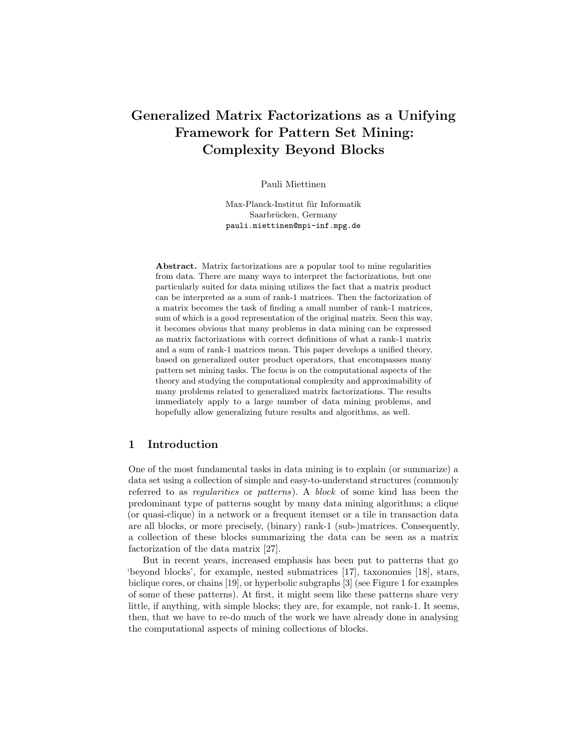# Generalized Matrix Factorizations as a Unifying Framework for Pattern Set Mining: Complexity Beyond Blocks

Pauli Miettinen

Max-Planck-Institut für Informatik
Saarbrücken, Germany
pauli.miettinen@mpi-inf.mpg.de

**Abstract.** Matrix factorizations are a popular tool to mine regularities from data. There are many ways to interpret the factorizations, but one particularly suited for data mining utilizes the fact that a matrix product can be interpreted as a sum of rank-1 matrices. Then the factorization of a matrix becomes the task of finding a small number of rank-1 matrices, sum of which is a good representation of the original matrix. Seen this way, it becomes obvious that many problems in data mining can be expressed as matrix factorizations with correct definitions of what a rank-1 matrix and a sum of rank-1 matrices mean. This paper develops a unified theory, based on generalized outer product operators, that encompasses many pattern set mining tasks. The focus is on the computational aspects of the theory and studying the computational complexity and approximability of many problems related to generalized matrix factorizations. The results immediately apply to a large number of data mining problems, and hopefully allow generalizing future results and algorithms, as well.

## 1 Introduction

One of the most fundamental tasks in data mining is to explain (or summarize) a data set using a collection of simple and easy-to-understand structures (commonly referred to as *regularities* or *patterns*). A *block* of some kind has been the predominant type of patterns sought by many data mining algorithms; a clique (or quasi-clique) in a network or a frequent itemset or a tile in transaction data are all blocks, or more precisely, (binary) rank-1 (sub-)matrices. Consequently, a collection of these blocks summarizing the data can be seen as a matrix factorization of the data matrix [27].

But in recent years, increased emphasis has been put to patterns that go 'beyond blocks', for example, nested submatrices [17], taxonomies [18], stars, biclique cores, or chains [19], or hyperbolic subgraphs [3] (see Figure 1 for examples of some of these patterns). At first, it might seem like these patterns share very little, if anything, with simple blocks; they are, for example, not rank-1. It seems, then, that we have to re-do much of the work we have already done in analysing the computational aspects of mining collections of blocks.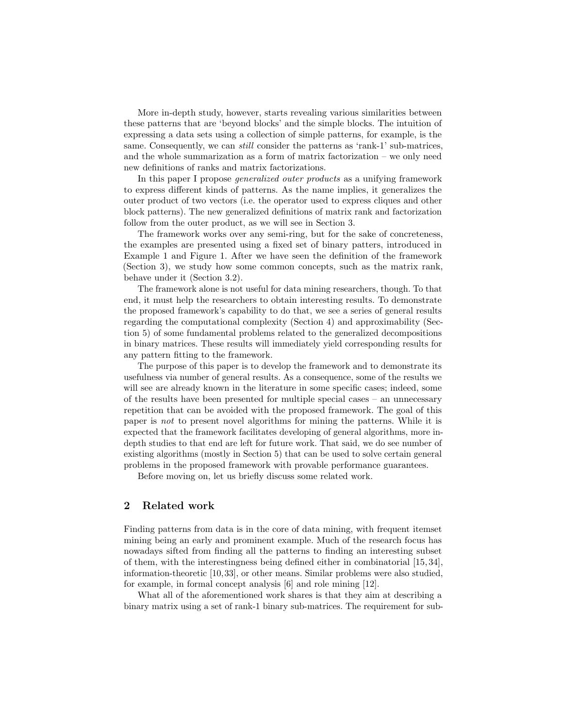More in-depth study, however, starts revealing various similarities between these patterns that are 'beyond blocks' and the simple blocks. The intuition of expressing a data sets using a collection of simple patterns, for example, is the same. Consequently, we can *still* consider the patterns as 'rank-1' sub-matrices, and the whole summarization as a form of matrix factorization – we only need new definitions of ranks and matrix factorizations.

In this paper I propose *generalized outer products* as a unifying framework to express different kinds of patterns. As the name implies, it generalizes the outer product of two vectors (i.e. the operator used to express cliques and other block patterns). The new generalized definitions of matrix rank and factorization follow from the outer product, as we will see in Section 3.

The framework works over any semi-ring, but for the sake of concreteness, the examples are presented using a fixed set of binary patters, introduced in Example 1 and Figure 1. After we have seen the definition of the framework (Section 3), we study how some common concepts, such as the matrix rank, behave under it (Section 3.2).

The framework alone is not useful for data mining researchers, though. To that end, it must help the researchers to obtain interesting results. To demonstrate the proposed framework's capability to do that, we see a series of general results regarding the computational complexity (Section 4) and approximability (Section 5) of some fundamental problems related to the generalized decompositions in binary matrices. These results will immediately yield corresponding results for any pattern fitting to the framework.

The purpose of this paper is to develop the framework and to demonstrate its usefulness via number of general results. As a consequence, some of the results we will see are already known in the literature in some specific cases; indeed, some of the results have been presented for multiple special cases – an unnecessary repetition that can be avoided with the proposed framework. The goal of this paper is *not* to present novel algorithms for mining the patterns. While it is expected that the framework facilitates developing of general algorithms, more in-depth studies to that end are left for future work. That said, we do see number of existing algorithms (mostly in Section 5) that can be used to solve certain general problems in the proposed framework with provable performance guarantees.

Before moving on, let us briefly discuss some related work.

## 2 Related work

Finding patterns from data is in the core of data mining, with frequent itemset mining being an early and prominent example. Much of the research focus has nowadays sifted from finding all the patterns to finding an interesting subset of them, with the interestingness being defined either in combinatorial [15,34], information-theoretic [10,33], or other means. Similar problems were also studied, for example, in formal concept analysis [6] and role mining [12].

What all of the aforementioned work shares is that they aim at describing a binary matrix using a set of rank-1 binary sub-matrices. The requirement for sub-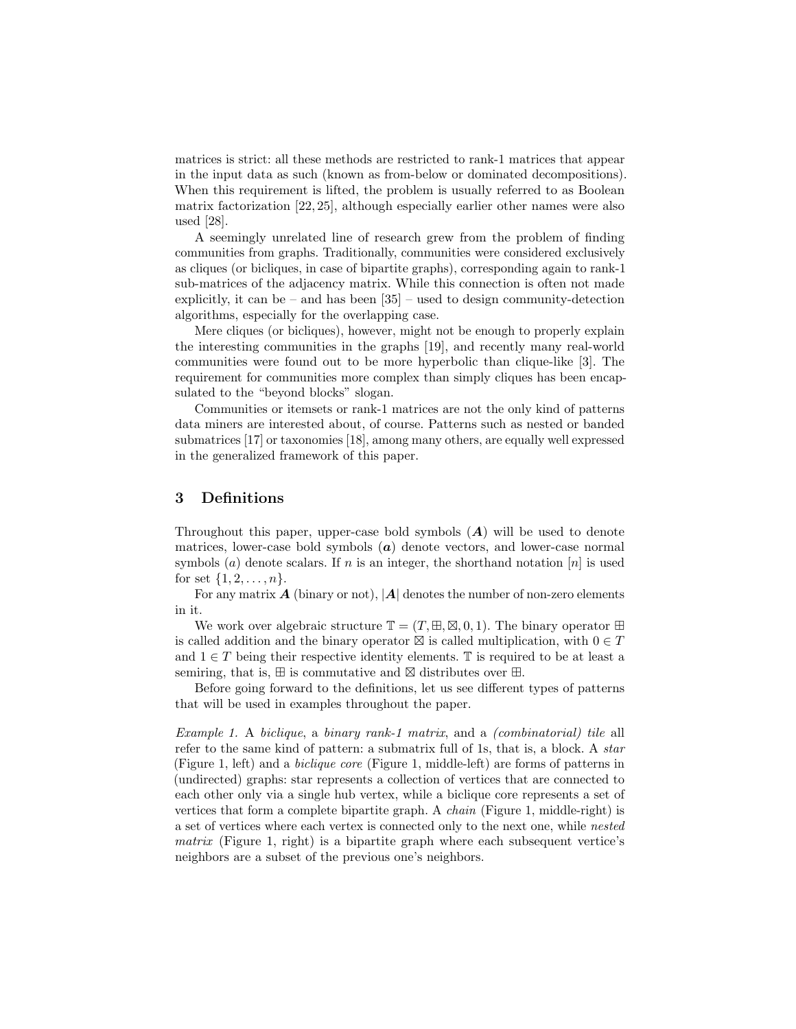matrices is strict: all these methods are restricted to rank-1 matrices that appear in the input data as such (known as from-below or dominated decompositions). When this requirement is lifted, the problem is usually referred to as Boolean matrix factorization [22, 25], although especially earlier other names were also used [28].

A seemingly unrelated line of research grew from the problem of finding communities from graphs. Traditionally, communities were considered exclusively as cliques (or bicliques, in case of bipartite graphs), corresponding again to rank-1 sub-matrices of the adjacency matrix. While this connection is often not made explicitly, it can be – and has been [35] – used to design community-detection algorithms, especially for the overlapping case.

Mere cliques (or bicliques), however, might not be enough to properly explain the interesting communities in the graphs [19], and recently many real-world communities were found out to be more hyperbolic than clique-like [3]. The requirement for communities more complex than simply cliques has been encapsulated to the "beyond blocks" slogan.

Communities or itemsets or rank-1 matrices are not the only kind of patterns data miners are interested about, of course. Patterns such as nested or banded submatrices [17] or taxonomies [18], among many others, are equally well expressed in the generalized framework of this paper.

## 3 Definitions

Throughout this paper, upper-case bold symbols ($\boldsymbol{A}$) will be used to denote matrices, lower-case bold symbols ($\boldsymbol{a}$) denote vectors, and lower-case normal symbols ($a$) denote scalars. If $n$ is an integer, the shorthand notation $[n]$ is used for set $\{1, 2, \ldots, n\}$.

For any matrix $\boldsymbol{A}$ (binary or not), $|\boldsymbol{A}|$ denotes the number of non-zero elements in it.

We work over algebraic structure $\mathbb{T} = (T, \boxplus, \boxtimes, 0, 1)$. The binary operator $\boxplus$ is called addition and the binary operator $\boxtimes$ is called multiplication, with $0 \in T$ and $1 \in T$ being their respective identity elements. $\mathbb{T}$ is required to be at least a semiring, that is, $\boxplus$ is commutative and $\boxtimes$ distributes over $\boxplus$.

Before going forward to the definitions, let us see different types of patterns that will be used in examples throughout the paper.

*Example 1.* A *biclique*, a *binary rank-1 matrix*, and a *(combinatorial) tile* all refer to the same kind of pattern: a submatrix full of 1s, that is, a block. A *star* (Figure 1, left) and a *biclique core* (Figure 1, middle-left) are forms of patterns in (undirected) graphs: star represents a collection of vertices that are connected to each other only via a single hub vertex, while a biclique core represents a set of vertices that form a complete bipartite graph. A *chain* (Figure 1, middle-right) is a set of vertices where each vertex is connected only to the next one, while *nested matrix* (Figure 1, right) is a bipartite graph where each subsequent vertice's neighbors are a subset of the previous one's neighbors.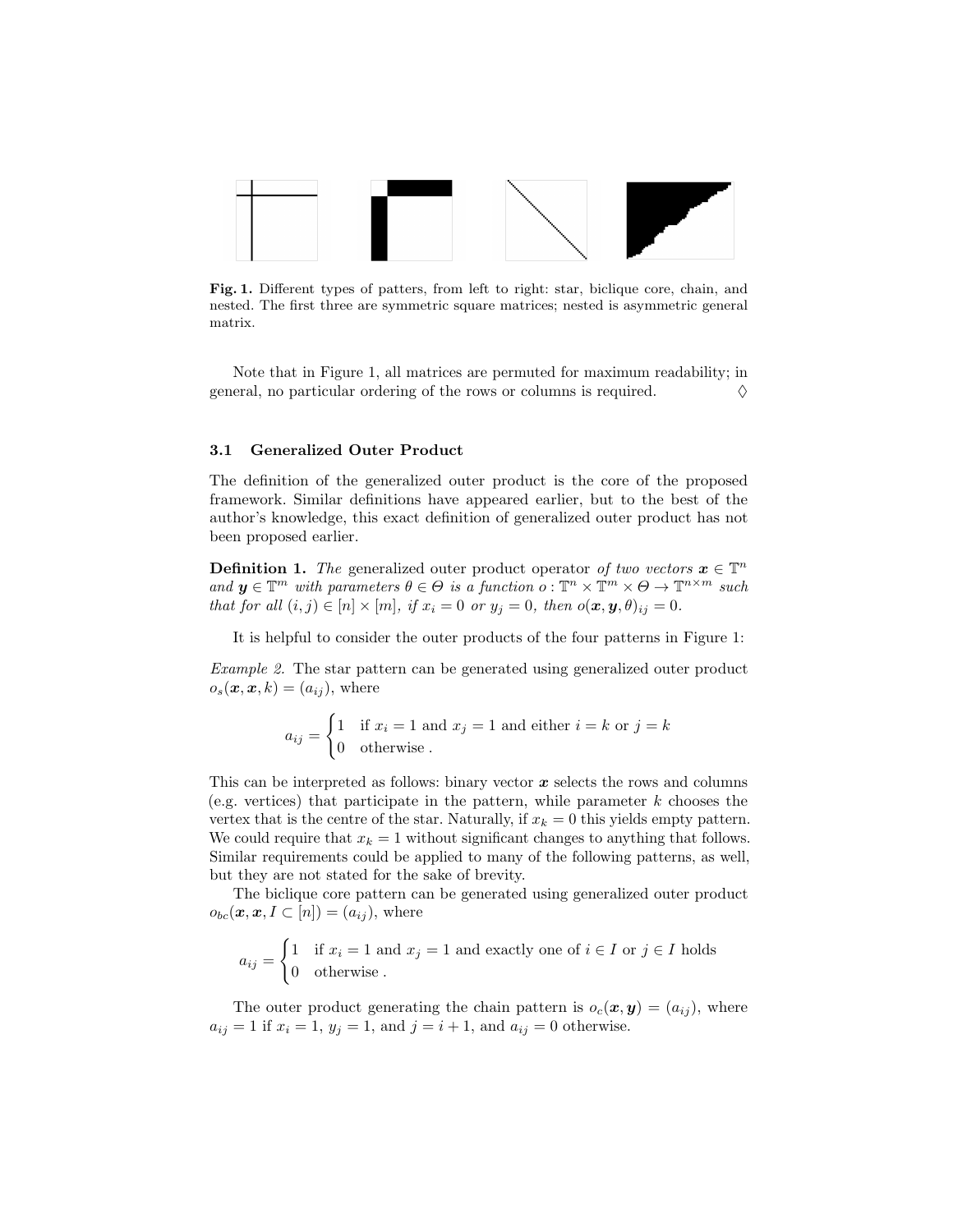**Fig. 1.** Different types of patters, from left to right: star, biclique core, chain, and nested. The first three are symmetric square matrices; nested is asymmetric general matrix.

Note that in Figure 1, all matrices are permuted for maximum readability; in general, no particular ordering of the rows or columns is required. ◊

### 3.1 Generalized Outer Product

The definition of the generalized outer product is the core of the proposed framework. Similar definitions have appeared earlier, but to the best of the author's knowledge, this exact definition of generalized outer product has not been proposed earlier.

**Definition 1.** *The* generalized outer product operator *of two vectors* $\boldsymbol{x} \in \mathbb{T}^n$ *and* $\boldsymbol{y} \in \mathbb{T}^m$ *with parameters* $\theta \in \Theta$ *is a function* $o : \mathbb{T}^n \times \mathbb{T}^m \times \Theta \to \mathbb{T}^{n \times m}$ *such that for all* $(i, j) \in [n] \times [m]$*, if* $x_i = 0$ *or* $y_j = 0$*, then* $o(\boldsymbol{x}, \boldsymbol{y}, \theta)_{ij} = 0$*.*

It is helpful to consider the outer products of the four patterns in Figure 1:

*Example 2.* The star pattern can be generated using generalized outer product $o_s(\boldsymbol{x}, \boldsymbol{x}, k) = (a_{ij})$, where

$$a_{ij} = \begin{cases} 1 & \text{if } x_i = 1 \text{ and } x_j = 1 \text{ and either } i = k \text{ or } j = k \\ 0 & \text{otherwise .} \end{cases}$$

This can be interpreted as follows: binary vector $\boldsymbol{x}$ selects the rows and columns (e.g. vertices) that participate in the pattern, while parameter $k$ chooses the vertex that is the centre of the star. Naturally, if $x_k = 0$ this yields empty pattern. We could require that $x_k = 1$ without significant changes to anything that follows. Similar requirements could be applied to many of the following patterns, as well, but they are not stated for the sake of brevity.

The biclique core pattern can be generated using generalized outer product $o_{bc}(\boldsymbol{x}, \boldsymbol{x}, I \subset [n]) = (a_{ij})$, where

$$a_{ij} = \begin{cases} 1 & \text{if } x_i = 1 \text{ and } x_j = 1 \text{ and exactly one of } i \in I \text{ or } j \in I \text{ holds} \\ 0 & \text{otherwise .} \end{cases}$$

The outer product generating the chain pattern is $o_c(\boldsymbol{x}, \boldsymbol{y}) = (a_{ij})$, where $a_{ij} = 1$ if $x_i = 1$, $y_j = 1$, and $j = i + 1$, and $a_{ij} = 0$ otherwise.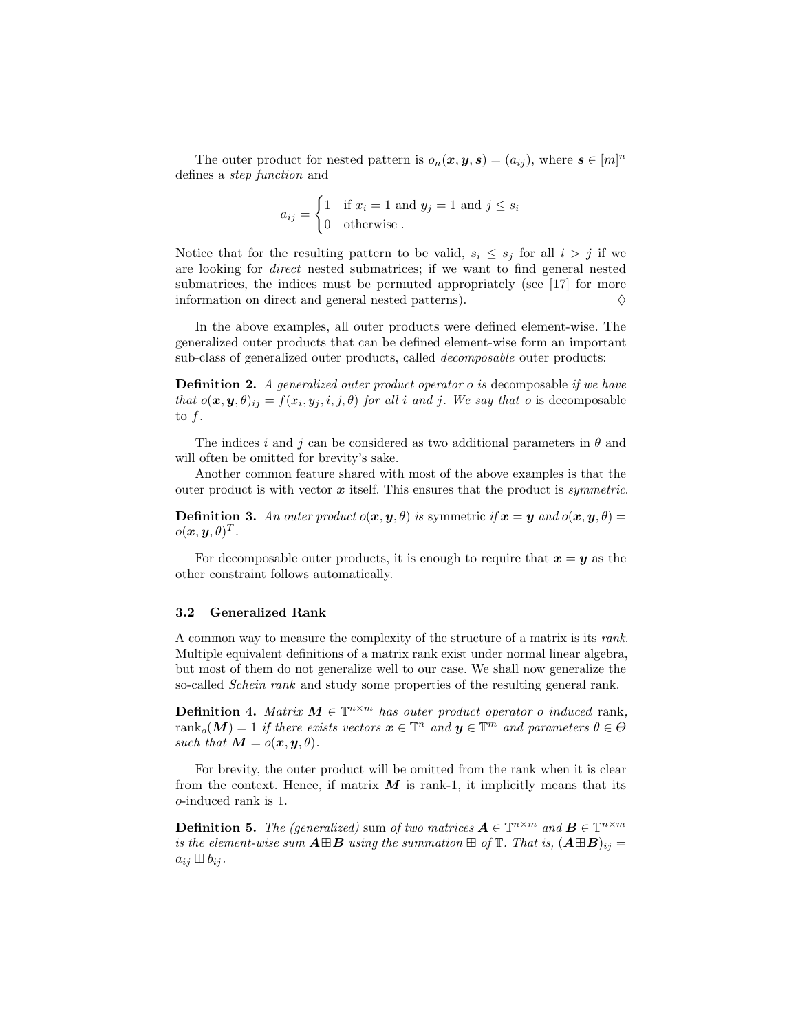The outer product for nested pattern is $o_n(\boldsymbol{x}, \boldsymbol{y}, \boldsymbol{s}) = (a_{ij})$, where $\boldsymbol{s} \in [m]^n$ defines a *step function* and

$$a_{ij} = \begin{cases} 1 & \text{if } x_i = 1 \text{ and } y_j = 1 \text{ and } j \leq s_i \\ 0 & \text{otherwise .} \end{cases}$$

Notice that for the resulting pattern to be valid, $s_i \leq s_j$ for all $i > j$ if we are looking for *direct* nested submatrices; if we want to find general nested submatrices, the indices must be permuted appropriately (see [17] for more information on direct and general nested patterns). $\Diamond$

In the above examples, all outer products were defined element-wise. The generalized outer products that can be defined element-wise form an important sub-class of generalized outer products, called *decomposable* outer products:

**Definition 2.** *A generalized outer product operator $o$ is* decomposable *if we have that $o(\boldsymbol{x}, \boldsymbol{y}, \theta)_{ij} = f(x_i, y_j, i, j, \theta)$ for all $i$ and $j$. We say that $o$ is* decomposable *to $f$.*

The indices $i$ and $j$ can be considered as two additional parameters in $\theta$ and will often be omitted for brevity's sake.

Another common feature shared with most of the above examples is that the outer product is with vector $\boldsymbol{x}$ itself. This ensures that the product is *symmetric*.

**Definition 3.** *An outer product $o(\boldsymbol{x}, \boldsymbol{y}, \theta)$ is* symmetric *if $\boldsymbol{x} = \boldsymbol{y}$ and $o(\boldsymbol{x}, \boldsymbol{y}, \theta) = o(\boldsymbol{x}, \boldsymbol{y}, \theta)^T$.*

For decomposable outer products, it is enough to require that $\boldsymbol{x} = \boldsymbol{y}$ as the other constraint follows automatically.

### 3.2 Generalized Rank

A common way to measure the complexity of the structure of a matrix is its *rank*. Multiple equivalent definitions of a matrix rank exist under normal linear algebra, but most of them do not generalize well to our case. We shall now generalize the so-called *Schein rank* and study some properties of the resulting general rank.

**Definition 4.** *Matrix $\boldsymbol{M} \in \mathbb{T}^{n \times m}$ has outer product operator $o$ induced* rank*, $\text{rank}_o(\boldsymbol{M}) = 1$ if there exists vectors $\boldsymbol{x} \in \mathbb{T}^n$ and $\boldsymbol{y} \in \mathbb{T}^m$ and parameters $\theta \in \Theta$ such that $\boldsymbol{M} = o(\boldsymbol{x}, \boldsymbol{y}, \theta)$.*

For brevity, the outer product will be omitted from the rank when it is clear from the context. Hence, if matrix $\boldsymbol{M}$ is rank-1, it implicitly means that its $o$-induced rank is 1.

**Definition 5.** *The (generalized)* sum *of two matrices $\boldsymbol{A} \in \mathbb{T}^{n \times m}$ and $\boldsymbol{B} \in \mathbb{T}^{n \times m}$ is the element-wise sum $\boldsymbol{A} \boxplus \boldsymbol{B}$ using the summation $\boxplus$ of $\mathbb{T}$. That is, $(\boldsymbol{A} \boxplus \boldsymbol{B})_{ij} = a_{ij} \boxplus b_{ij}$.*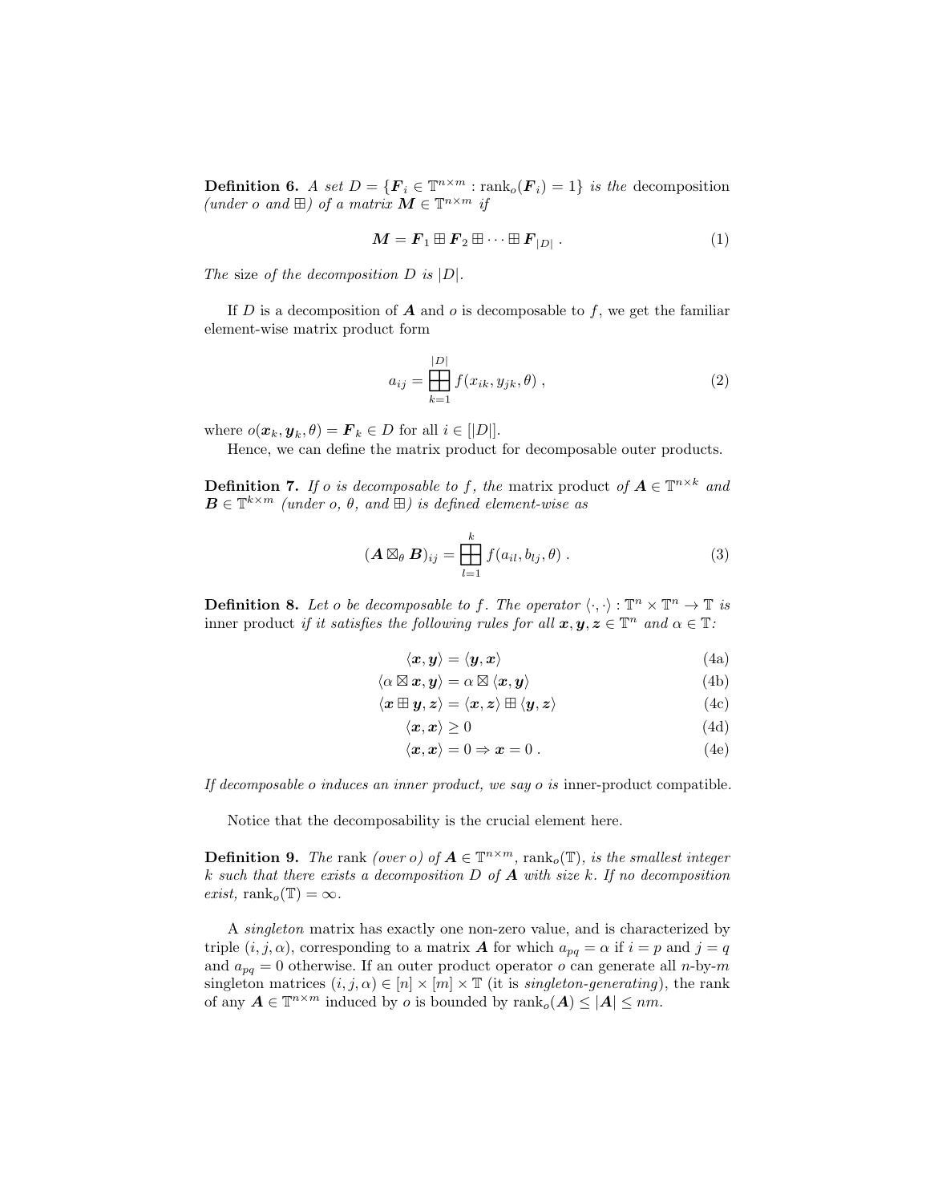**Definition 6.** *A set $D = \{\boldsymbol{F}_i \in \mathbb{T}^{n\times m} : \mathrm{rank}_o(\boldsymbol{F}_i) = 1\}$ is the* decomposition *(under $o$ and $\boxplus$) of a matrix $\boldsymbol{M} \in \mathbb{T}^{n\times m}$ if*

$$\boldsymbol{M} = \boldsymbol{F}_1 \boxplus \boldsymbol{F}_2 \boxplus \cdots \boxplus \boldsymbol{F}_{|D|} \ . \tag{1}$$

*The* size *of the decomposition $D$ is $|D|$.*

If $D$ is a decomposition of $\boldsymbol{A}$ and $o$ is decomposable to $f$, we get the familiar element-wise matrix product form

$$a_{ij} = \boxplus_{k=1}^{|D|} f(x_{ik}, y_{jk}, \theta) \ , \tag{2}$$

where $o(\boldsymbol{x}_k, \boldsymbol{y}_k, \theta) = \boldsymbol{F}_k \in D$ for all $i \in [|D|]$.

Hence, we can define the matrix product for decomposable outer products.

**Definition 7.** *If $o$ is decomposable to $f$, the* matrix product *of $\boldsymbol{A} \in \mathbb{T}^{n\times k}$ and $\boldsymbol{B} \in \mathbb{T}^{k\times m}$ (under $o$, $\theta$, and $\boxplus$) is defined element-wise as*

$$(\boldsymbol{A} \boxtimes_\theta \boldsymbol{B})_{ij} = \boxplus_{l=1}^{k} f(a_{il}, b_{lj}, \theta) \ . \tag{3}$$

**Definition 8.** *Let $o$ be decomposable to $f$. The operator $\langle\cdot,\cdot\rangle : \mathbb{T}^n \times \mathbb{T}^n \to \mathbb{T}$ is* inner product *if it satisfies the following rules for all $\boldsymbol{x}, \boldsymbol{y}, \boldsymbol{z} \in \mathbb{T}^n$ and $\alpha \in \mathbb{T}$:*

$$\langle \boldsymbol{x}, \boldsymbol{y} \rangle = \langle \boldsymbol{y}, \boldsymbol{x} \rangle \tag{4a}$$

$$\langle \alpha \boxtimes \boldsymbol{x}, \boldsymbol{y} \rangle = \alpha \boxtimes \langle \boldsymbol{x}, \boldsymbol{y} \rangle \tag{4b}$$

$$\langle \boldsymbol{x} \boxplus \boldsymbol{y}, \boldsymbol{z} \rangle = \langle \boldsymbol{x}, \boldsymbol{z} \rangle \boxplus \langle \boldsymbol{y}, \boldsymbol{z} \rangle \tag{4c}$$

$$\langle \boldsymbol{x}, \boldsymbol{x} \rangle \geq 0 \tag{4d}$$

$$\langle \boldsymbol{x}, \boldsymbol{x} \rangle = 0 \Rightarrow \boldsymbol{x} = 0 \ . \tag{4e}$$

*If decomposable $o$ induces an inner product, we say $o$ is* inner-product compatible.

Notice that the decomposability is the crucial element here.

**Definition 9.** *The* rank *(over $o$) of $\boldsymbol{A} \in \mathbb{T}^{n\times m}$, $\mathrm{rank}_o(\mathbb{T})$, is the smallest integer $k$ such that there exists a decomposition $D$ of $\boldsymbol{A}$ with size $k$. If no decomposition exist, $\mathrm{rank}_o(\mathbb{T}) = \infty$.*

A *singleton* matrix has exactly one non-zero value, and is characterized by triple $(i, j, \alpha)$, corresponding to a matrix $\boldsymbol{A}$ for which $a_{pq} = \alpha$ if $i = p$ and $j = q$ and $a_{pq} = 0$ otherwise. If an outer product operator $o$ can generate all $n$-by-$m$ singleton matrices $(i, j, \alpha) \in [n] \times [m] \times \mathbb{T}$ (it is *singleton-generating*), the rank of any $\boldsymbol{A} \in \mathbb{T}^{n\times m}$ induced by $o$ is bounded by $\mathrm{rank}_o(\boldsymbol{A}) \leq |\boldsymbol{A}| \leq nm$.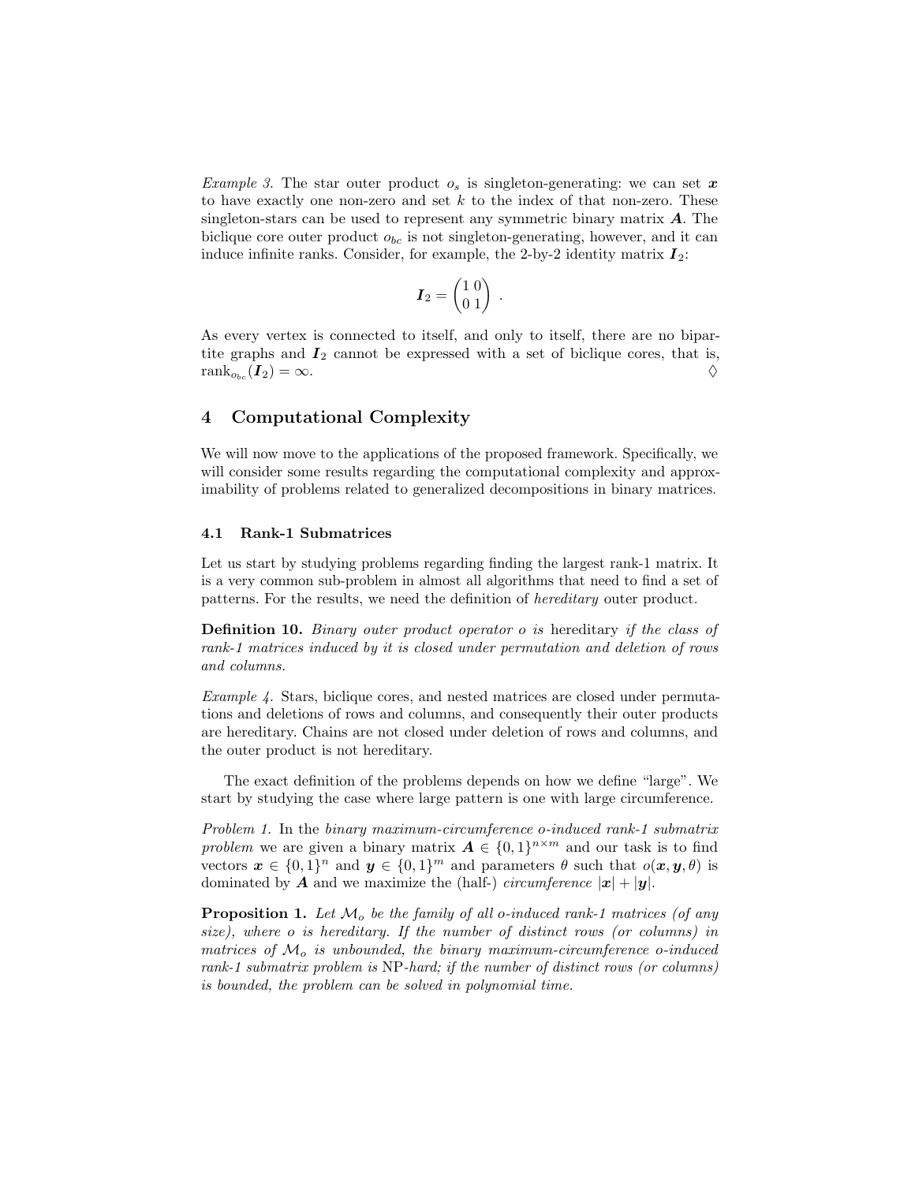*Example 3.* The star outer product $o_s$ is singleton-generating: we can set $\boldsymbol{x}$ to have exactly one non-zero and set $k$ to the index of that non-zero. These singleton-stars can be used to represent any symmetric binary matrix $\boldsymbol{A}$. The biclique core outer product $o_{bc}$ is not singleton-generating, however, and it can induce infinite ranks. Consider, for example, the 2-by-2 identity matrix $\boldsymbol{I}_2$:

$$\boldsymbol{I}_2 = \begin{pmatrix} 1 & 0 \\ 0 & 1 \end{pmatrix} .$$

As every vertex is connected to itself, and only to itself, there are no bipartite graphs and $\boldsymbol{I}_2$ cannot be expressed with a set of biclique cores, that is, $\text{rank}_{o_{bc}}(\boldsymbol{I}_2) = \infty$. ♢

## 4 Computational Complexity

We will now move to the applications of the proposed framework. Specifically, we will consider some results regarding the computational complexity and approximability of problems related to generalized decompositions in binary matrices.

### 4.1 Rank-1 Submatrices

Let us start by studying problems regarding finding the largest rank-1 matrix. It is a very common sub-problem in almost all algorithms that need to find a set of patterns. For the results, we need the definition of *hereditary* outer product.

**Definition 10.** *Binary outer product operator $o$ is* hereditary *if the class of rank-1 matrices induced by it is closed under permutation and deletion of rows and columns.*

*Example 4.* Stars, biclique cores, and nested matrices are closed under permutations and deletions of rows and columns, and consequently their outer products are hereditary. Chains are not closed under deletion of rows and columns, and the outer product is not hereditary.

The exact definition of the problems depends on how we define "large". We start by studying the case where large pattern is one with large circumference.

*Problem 1.* In the *binary maximum-circumference $o$-induced rank-1 submatrix problem* we are given a binary matrix $\boldsymbol{A} \in \{0,1\}^{n \times m}$ and our task is to find vectors $\boldsymbol{x} \in \{0,1\}^n$ and $\boldsymbol{y} \in \{0,1\}^m$ and parameters $\theta$ such that $o(\boldsymbol{x}, \boldsymbol{y}, \theta)$ is dominated by $\boldsymbol{A}$ and we maximize the (half-) *circumference* $|\boldsymbol{x}| + |\boldsymbol{y}|$.

**Proposition 1.** *Let $\mathcal{M}_o$ be the family of all $o$-induced rank-1 matrices (of any size), where $o$ is hereditary. If the number of distinct rows (or columns) in matrices of $\mathcal{M}_o$ is unbounded, the binary maximum-circumference $o$-induced rank-1 submatrix problem is* NP*-hard; if the number of distinct rows (or columns) is bounded, the problem can be solved in polynomial time.*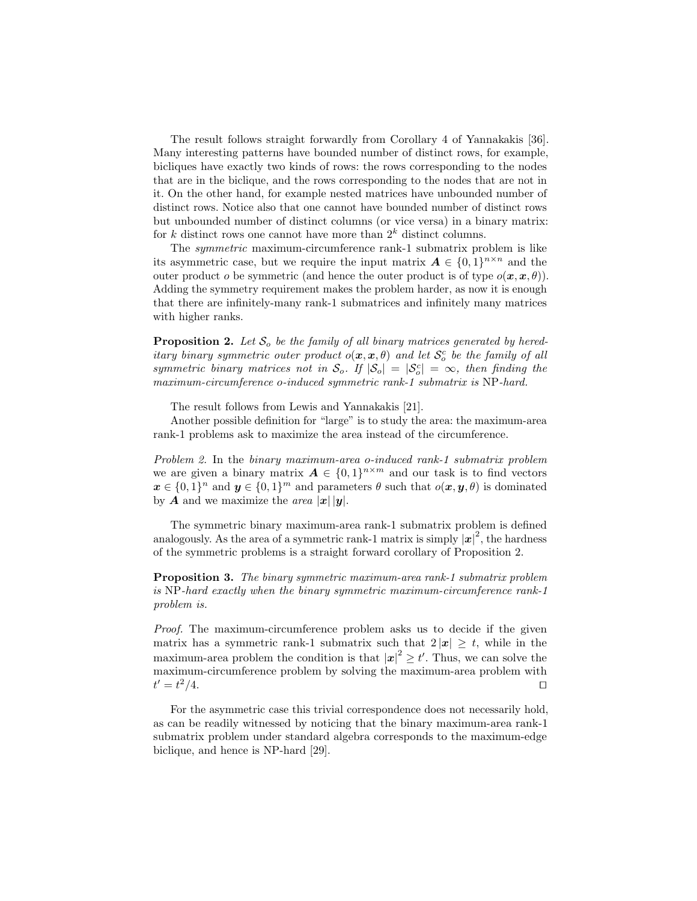The result follows straight forwardly from Corollary 4 of Yannakakis [36]. Many interesting patterns have bounded number of distinct rows, for example, bicliques have exactly two kinds of rows: the rows corresponding to the nodes that are in the biclique, and the rows corresponding to the nodes that are not in it. On the other hand, for example nested matrices have unbounded number of distinct rows. Notice also that one cannot have bounded number of distinct rows but unbounded number of distinct columns (or vice versa) in a binary matrix: for $k$ distinct rows one cannot have more than $2^k$ distinct columns.

The *symmetric* maximum-circumference rank-1 submatrix problem is like its asymmetric case, but we require the input matrix $\boldsymbol{A} \in \{0,1\}^{n \times n}$ and the outer product $o$ be symmetric (and hence the outer product is of type $o(\boldsymbol{x}, \boldsymbol{x}, \theta)$). Adding the symmetry requirement makes the problem harder, as now it is enough that there are infinitely-many rank-1 submatrices and infinitely many matrices with higher ranks.

**Proposition 2.** *Let $\mathcal{S}_o$ be the family of all binary matrices generated by hereditary binary symmetric outer product $o(\boldsymbol{x}, \boldsymbol{x}, \theta)$ and let $\mathcal{S}_o^c$ be the family of all symmetric binary matrices not in $\mathcal{S}_o$. If $|\mathcal{S}_o| = |\mathcal{S}_o^c| = \infty$, then finding the maximum-circumference $o$-induced symmetric rank-1 submatrix is* NP*-hard.*

The result follows from Lewis and Yannakakis [21].

Another possible definition for "large" is to study the area: the maximum-area rank-1 problems ask to maximize the area instead of the circumference.

*Problem 2.* In the *binary maximum-area o-induced rank-1 submatrix problem* we are given a binary matrix $\boldsymbol{A} \in \{0,1\}^{n \times m}$ and our task is to find vectors $\boldsymbol{x} \in \{0,1\}^n$ and $\boldsymbol{y} \in \{0,1\}^m$ and parameters $\theta$ such that $o(\boldsymbol{x}, \boldsymbol{y}, \theta)$ is dominated by $\boldsymbol{A}$ and we maximize the *area* $|\boldsymbol{x}|\,|\boldsymbol{y}|$.

The symmetric binary maximum-area rank-1 submatrix problem is defined analogously. As the area of a symmetric rank-1 matrix is simply $|\boldsymbol{x}|^2$, the hardness of the symmetric problems is a straight forward corollary of Proposition 2.

**Proposition 3.** *The binary symmetric maximum-area rank-1 submatrix problem is* NP*-hard exactly when the binary symmetric maximum-circumference rank-1 problem is.*

*Proof.* The maximum-circumference problem asks us to decide if the given matrix has a symmetric rank-1 submatrix such that $2\,|\boldsymbol{x}| \geq t$, while in the maximum-area problem the condition is that $|\boldsymbol{x}|^2 \geq t'$. Thus, we can solve the maximum-circumference problem by solving the maximum-area problem with $t' = t^2/4$. □

For the asymmetric case this trivial correspondence does not necessarily hold, as can be readily witnessed by noticing that the binary maximum-area rank-1 submatrix problem under standard algebra corresponds to the maximum-edge biclique, and hence is NP-hard [29].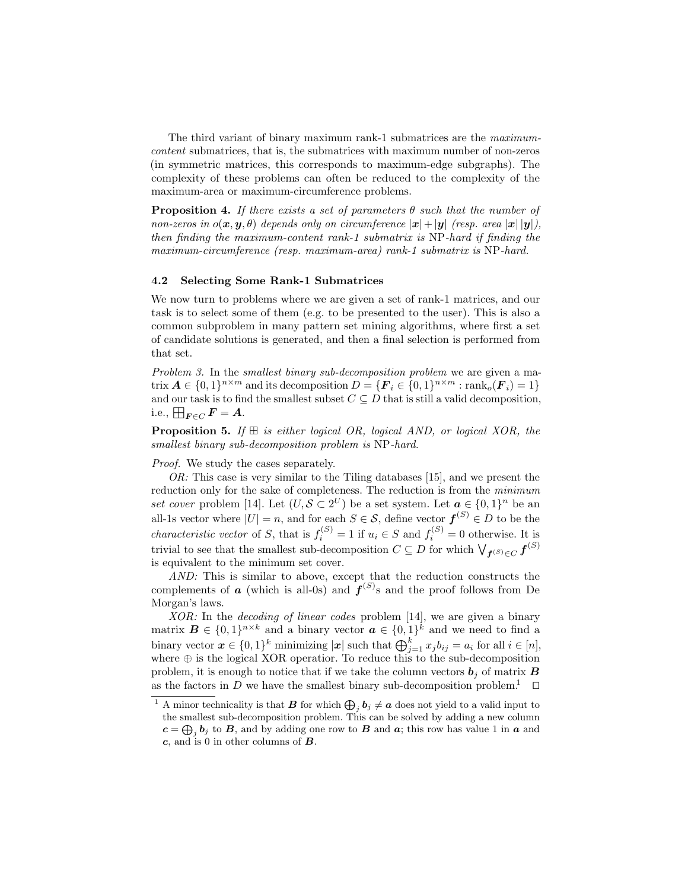The third variant of binary maximum rank-1 submatrices are the *maximum-content* submatrices, that is, the submatrices with maximum number of non-zeros (in symmetric matrices, this corresponds to maximum-edge subgraphs). The complexity of these problems can often be reduced to the complexity of the maximum-area or maximum-circumference problems.

**Proposition 4.** *If there exists a set of parameters $\theta$ such that the number of non-zeros in $o(\boldsymbol{x}, \boldsymbol{y}, \theta)$ depends only on circumference $|\boldsymbol{x}| + |\boldsymbol{y}|$ (resp. area $|\boldsymbol{x}|\,|\boldsymbol{y}|$), then finding the maximum-content rank-1 submatrix is* NP*-hard if finding the maximum-circumference (resp. maximum-area) rank-1 submatrix is* NP*-hard.*

### 4.2 Selecting Some Rank-1 Submatrices

We now turn to problems where we are given a set of rank-1 matrices, and our task is to select some of them (e.g. to be presented to the user). This is also a common subproblem in many pattern set mining algorithms, where first a set of candidate solutions is generated, and then a final selection is performed from that set.

*Problem 3.* In the *smallest binary sub-decomposition problem* we are given a matrix $\boldsymbol{A} \in \{0,1\}^{n \times m}$ and its decomposition $D = \{\boldsymbol{F}_i \in \{0,1\}^{n \times m} : \mathrm{rank}_o(\boldsymbol{F}_i) = 1\}$ and our task is to find the smallest subset $C \subseteq D$ that is still a valid decomposition, i.e., $\boxplus_{\boldsymbol{F} \in C} \boldsymbol{F} = \boldsymbol{A}$.

**Proposition 5.** *If $\boxplus$ is either logical OR, logical AND, or logical XOR, the smallest binary sub-decomposition problem is* NP*-hard.*

*Proof.* We study the cases separately.

*OR:* This case is very similar to the Tiling databases [15], and we present the reduction only for the sake of completeness. The reduction is from the *minimum set cover* problem [14]. Let $(U, \mathcal{S} \subset 2^U)$ be a set system. Let $\boldsymbol{a} \in \{0,1\}^n$ be an all-1s vector where $|U| = n$, and for each $S \in \mathcal{S}$, define vector $\boldsymbol{f}^{(S)} \in D$ to be the *characteristic vector* of $S$, that is $f_i^{(S)} = 1$ if $u_i \in S$ and $f_i^{(S)} = 0$ otherwise. It is trivial to see that the smallest sub-decomposition $C \subseteq D$ for which $\bigvee_{\boldsymbol{f}^{(S)} \in C} \boldsymbol{f}^{(S)}$ is equivalent to the minimum set cover.

*AND:* This is similar to above, except that the reduction constructs the complements of $\boldsymbol{a}$ (which is all-0s) and $\boldsymbol{f}^{(S)}$s and the proof follows from De Morgan's laws.

*XOR:* In the *decoding of linear codes* problem [14], we are given a binary matrix $\boldsymbol{B} \in \{0,1\}^{n \times k}$ and a binary vector $\boldsymbol{a} \in \{0,1\}^k$ and we need to find a binary vector $\boldsymbol{x} \in \{0,1\}^k$ minimizing $|\boldsymbol{x}|$ such that $\bigoplus_{j=1}^{k} x_j b_{ij} = a_i$ for all $i \in [n]$, where $\oplus$ is the logical XOR operatior. To reduce this to the sub-decomposition problem, it is enough to notice that if we take the column vectors $\boldsymbol{b}_j$ of matrix $\boldsymbol{B}$ as the factors in $D$ we have the smallest binary sub-decomposition problem.[1] $\square$

[1] A minor technicality is that $\boldsymbol{B}$ for which $\bigoplus_j \boldsymbol{b}_j \neq \boldsymbol{a}$ does not yield to a valid input to the smallest sub-decomposition problem. This can be solved by adding a new column $\boldsymbol{c} = \bigoplus_j \boldsymbol{b}_j$ to $\boldsymbol{B}$, and by adding one row to $\boldsymbol{B}$ and $\boldsymbol{a}$; this row has value 1 in $\boldsymbol{a}$ and $\boldsymbol{c}$, and is 0 in other columns of $\boldsymbol{B}$.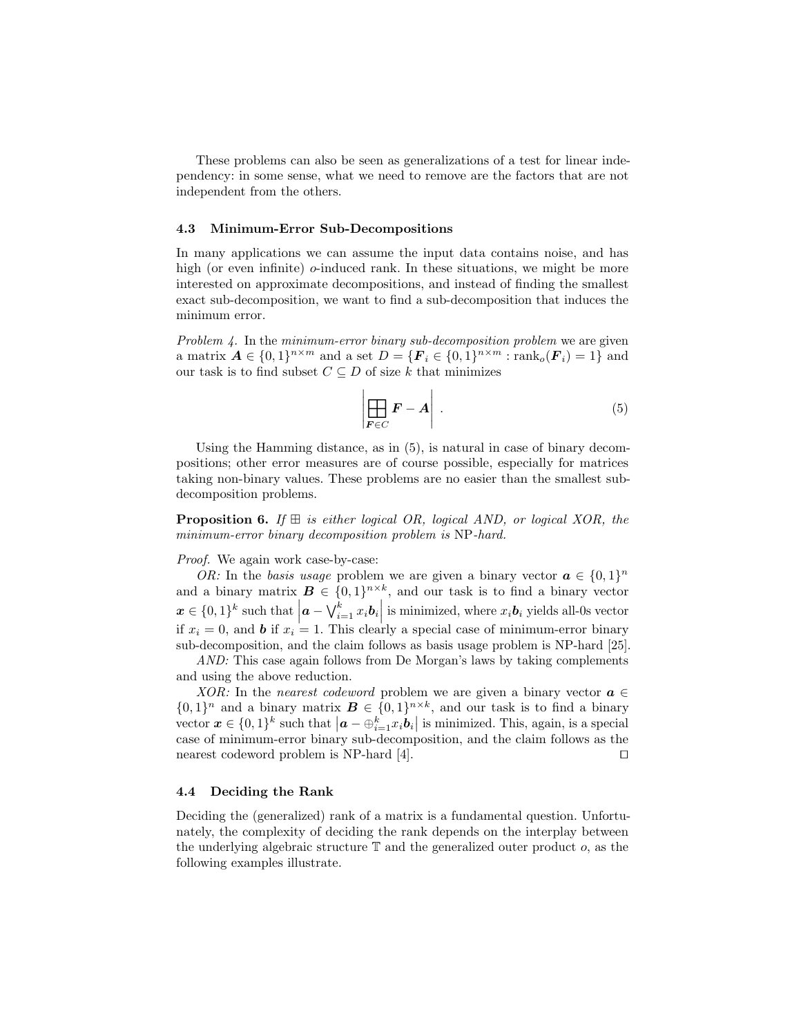These problems can also be seen as generalizations of a test for linear independency: in some sense, what we need to remove are the factors that are not independent from the others.

### 4.3 Minimum-Error Sub-Decompositions

In many applications we can assume the input data contains noise, and has high (or even infinite) $o$-induced rank. In these situations, we might be more interested on approximate decompositions, and instead of finding the smallest exact sub-decomposition, we want to find a sub-decomposition that induces the minimum error.

*Problem 4.* In the *minimum-error binary sub-decomposition problem* we are given a matrix $\boldsymbol{A} \in \{0,1\}^{n \times m}$ and a set $D = \{\boldsymbol{F}_i \in \{0,1\}^{n \times m} : \mathrm{rank}_o(\boldsymbol{F}_i) = 1\}$ and our task is to find subset $C \subseteq D$ of size $k$ that minimizes

$$\left| \boxplus_{\boldsymbol{F} \in C} \boldsymbol{F} - \boldsymbol{A} \right| . \tag{5}$$

Using the Hamming distance, as in (5), is natural in case of binary decompositions; other error measures are of course possible, especially for matrices taking non-binary values. These problems are no easier than the smallest sub-decomposition problems.

**Proposition 6.** *If $\boxplus$ is either logical OR, logical AND, or logical XOR, the minimum-error binary decomposition problem is* NP*-hard.*

*Proof.* We again work case-by-case:

*OR:* In the *basis usage* problem we are given a binary vector $\boldsymbol{a} \in \{0,1\}^n$ and a binary matrix $\boldsymbol{B} \in \{0,1\}^{n \times k}$, and our task is to find a binary vector $\boldsymbol{x} \in \{0,1\}^k$ such that $\left|\boldsymbol{a} - \bigvee_{i=1}^k x_i \boldsymbol{b}_i\right|$ is minimized, where $x_i \boldsymbol{b}_i$ yields all-0s vector if $x_i = 0$, and $\boldsymbol{b}$ if $x_i = 1$. This clearly a special case of minimum-error binary sub-decomposition, and the claim follows as basis usage problem is NP-hard [25].

*AND:* This case again follows from De Morgan's laws by taking complements and using the above reduction.

*XOR:* In the *nearest codeword* problem we are given a binary vector $\boldsymbol{a} \in \{0,1\}^n$ and a binary matrix $\boldsymbol{B} \in \{0,1\}^{n \times k}$, and our task is to find a binary vector $\boldsymbol{x} \in \{0,1\}^k$ such that $\left|\boldsymbol{a} - \oplus_{i=1}^k x_i \boldsymbol{b}_i\right|$ is minimized. This, again, is a special case of minimum-error binary sub-decomposition, and the claim follows as the nearest codeword problem is NP-hard [4]. □

### 4.4 Deciding the Rank

Deciding the (generalized) rank of a matrix is a fundamental question. Unfortunately, the complexity of deciding the rank depends on the interplay between the underlying algebraic structure $\mathbb{T}$ and the generalized outer product $o$, as the following examples illustrate.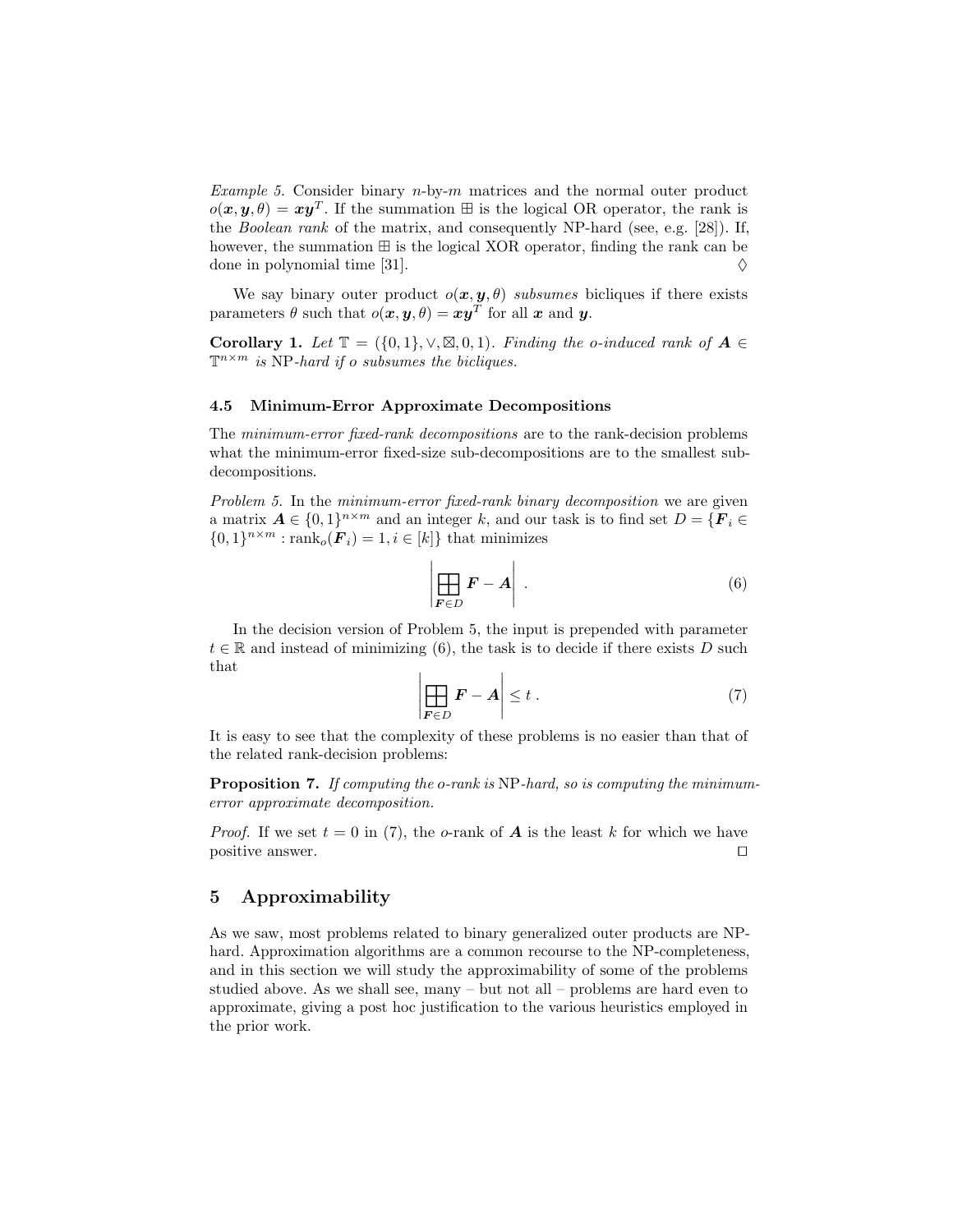*Example 5.* Consider binary $n$-by-$m$ matrices and the normal outer product $o(\boldsymbol{x}, \boldsymbol{y}, \theta) = \boldsymbol{x}\boldsymbol{y}^T$. If the summation $\boxplus$ is the logical OR operator, the rank is the *Boolean rank* of the matrix, and consequently NP-hard (see, e.g. [28]). If, however, the summation $\boxplus$ is the logical XOR operator, finding the rank can be done in polynomial time [31]. $\diamondsuit$

We say binary outer product $o(\boldsymbol{x}, \boldsymbol{y}, \theta)$ *subsumes* bicliques if there exists parameters $\theta$ such that $o(\boldsymbol{x}, \boldsymbol{y}, \theta) = \boldsymbol{x}\boldsymbol{y}^T$ for all $\boldsymbol{x}$ and $\boldsymbol{y}$.

**Corollary 1.** *Let $\mathbb{T} = (\{0,1\}, \vee, \boxtimes, 0, 1)$. Finding the o-induced rank of $\boldsymbol{A} \in \mathbb{T}^{n \times m}$ is* NP*-hard if o subsumes the bicliques.*

### 4.5 Minimum-Error Approximate Decompositions

The *minimum-error fixed-rank decompositions* are to the rank-decision problems what the minimum-error fixed-size sub-decompositions are to the smallest sub-decompositions.

*Problem 5.* In the *minimum-error fixed-rank binary decomposition* we are given a matrix $\boldsymbol{A} \in \{0,1\}^{n \times m}$ and an integer $k$, and our task is to find set $D = \{\boldsymbol{F}_i \in \{0,1\}^{n \times m} : \operatorname{rank}_o(\boldsymbol{F}_i) = 1, i \in [k]\}$ that minimizes

$$\left| \boxplus_{\boldsymbol{F} \in D} \boldsymbol{F} - \boldsymbol{A} \right| . \tag{6}$$

In the decision version of Problem 5, the input is prepended with parameter $t \in \mathbb{R}$ and instead of minimizing (6), the task is to decide if there exists $D$ such that

$$\left| \boxplus_{\boldsymbol{F} \in D} \boldsymbol{F} - \boldsymbol{A} \right| \leq t . \tag{7}$$

It is easy to see that the complexity of these problems is no easier than that of the related rank-decision problems:

**Proposition 7.** *If computing the o-rank is* NP*-hard, so is computing the minimum-error approximate decomposition.*

*Proof.* If we set $t = 0$ in (7), the $o$-rank of $\boldsymbol{A}$ is the least $k$ for which we have positive answer. $\square$

## 5 Approximability

As we saw, most problems related to binary generalized outer products are NP-hard. Approximation algorithms are a common recourse to the NP-completeness, and in this section we will study the approximability of some of the problems studied above. As we shall see, many – but not all – problems are hard even to approximate, giving a post hoc justification to the various heuristics employed in the prior work.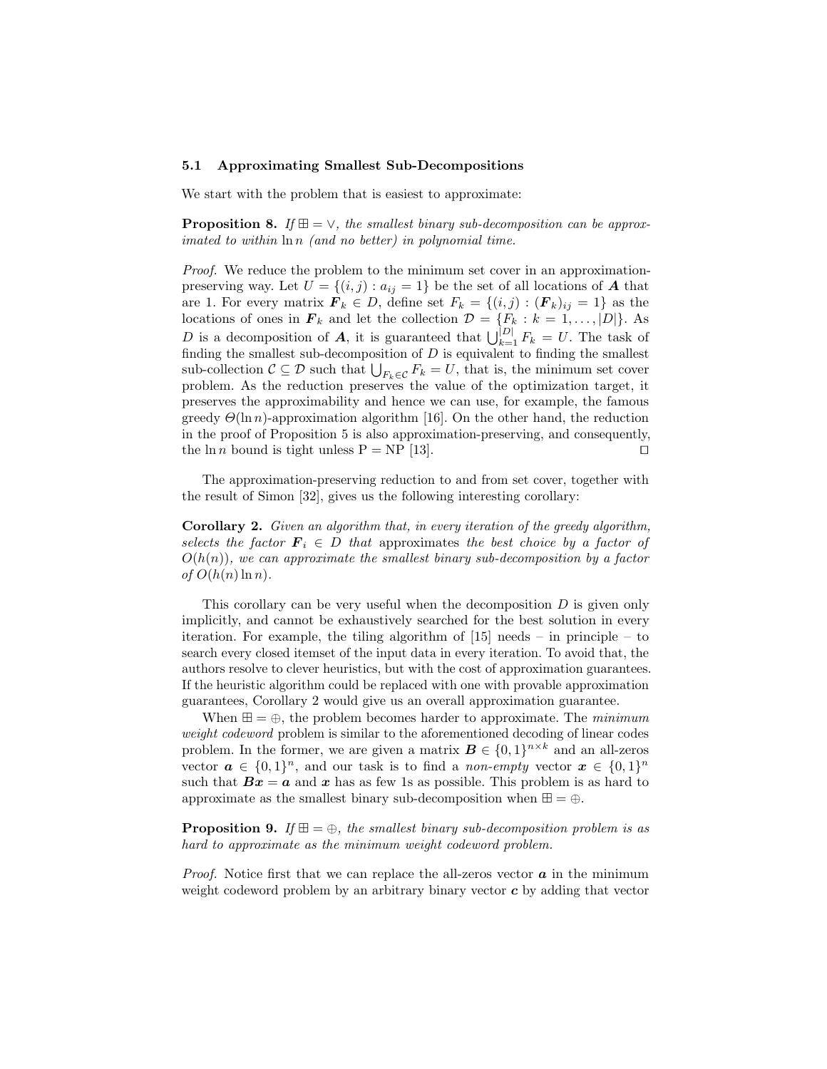### 5.1 Approximating Smallest Sub-Decompositions

We start with the problem that is easiest to approximate:

**Proposition 8.** *If $\boxplus = \vee$, the smallest binary sub-decomposition can be approximated to within $\ln n$ (and no better) in polynomial time.*

*Proof.* We reduce the problem to the minimum set cover in an approximation-preserving way. Let $U = \{(i,j) : a_{ij} = 1\}$ be the set of all locations of $\boldsymbol{A}$ that are 1. For every matrix $\boldsymbol{F}_k \in D$, define set $F_k = \{(i,j) : (\boldsymbol{F}_k)_{ij} = 1\}$ as the locations of ones in $\boldsymbol{F}_k$ and let the collection $\mathcal{D} = \{F_k : k = 1, \ldots, |D|\}$. As $D$ is a decomposition of $\boldsymbol{A}$, it is guaranteed that $\bigcup_{k=1}^{|D|} F_k = U$. The task of finding the smallest sub-decomposition of $D$ is equivalent to finding the smallest sub-collection $\mathcal{C} \subseteq \mathcal{D}$ such that $\bigcup_{F_k \in \mathcal{C}} F_k = U$, that is, the minimum set cover problem. As the reduction preserves the value of the optimization target, it preserves the approximability and hence we can use, for example, the famous greedy $\Theta(\ln n)$-approximation algorithm [16]. On the other hand, the reduction in the proof of Proposition 5 is also approximation-preserving, and consequently, the $\ln n$ bound is tight unless P = NP [13]. ◻

The approximation-preserving reduction to and from set cover, together with the result of Simon [32], gives us the following interesting corollary:

**Corollary 2.** *Given an algorithm that, in every iteration of the greedy algorithm, selects the factor $\boldsymbol{F}_i \in D$ that* approximates *the best choice by a factor of $O(h(n))$, we can approximate the smallest binary sub-decomposition by a factor of $O(h(n) \ln n)$.*

This corollary can be very useful when the decomposition $D$ is given only implicitly, and cannot be exhaustively searched for the best solution in every iteration. For example, the tiling algorithm of [15] needs – in principle – to search every closed itemset of the input data in every iteration. To avoid that, the authors resolve to clever heuristics, but with the cost of approximation guarantees. If the heuristic algorithm could be replaced with one with provable approximation guarantees, Corollary 2 would give us an overall approximation guarantee.

When $\boxplus = \oplus$, the problem becomes harder to approximate. The *minimum weight codeword* problem is similar to the aforementioned decoding of linear codes problem. In the former, we are given a matrix $\boldsymbol{B} \in \{0,1\}^{n \times k}$ and an all-zeros vector $\boldsymbol{a} \in \{0,1\}^n$, and our task is to find a *non-empty* vector $\boldsymbol{x} \in \{0,1\}^n$ such that $\boldsymbol{Bx} = \boldsymbol{a}$ and $\boldsymbol{x}$ has as few 1s as possible. This problem is as hard to approximate as the smallest binary sub-decomposition when $\boxplus = \oplus$.

**Proposition 9.** *If $\boxplus = \oplus$, the smallest binary sub-decomposition problem is as hard to approximate as the minimum weight codeword problem.*

*Proof.* Notice first that we can replace the all-zeros vector $\boldsymbol{a}$ in the minimum weight codeword problem by an arbitrary binary vector $\boldsymbol{c}$ by adding that vector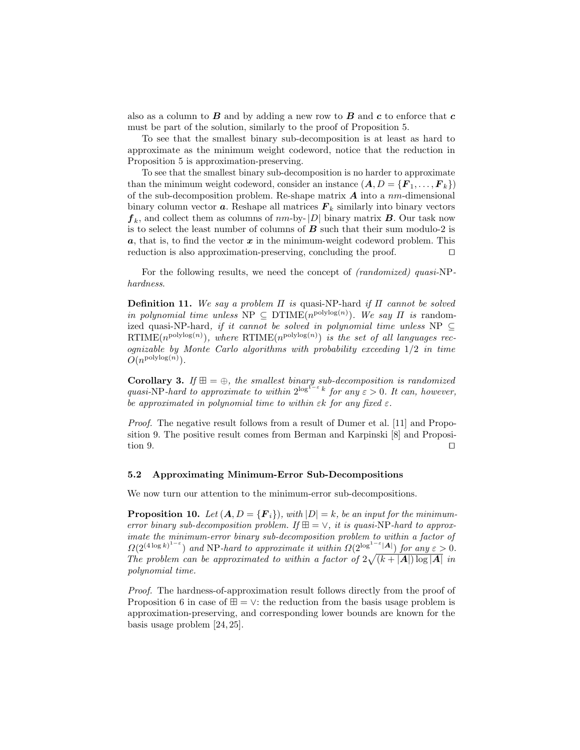also as a column to $\boldsymbol{B}$ and by adding a new row to $\boldsymbol{B}$ and $\boldsymbol{c}$ to enforce that $\boldsymbol{c}$ must be part of the solution, similarly to the proof of Proposition 5.

To see that the smallest binary sub-decomposition is at least as hard to approximate as the minimum weight codeword, notice that the reduction in Proposition 5 is approximation-preserving.

To see that the smallest binary sub-decomposition is no harder to approximate than the minimum weight codeword, consider an instance $(\boldsymbol{A}, D = \{\boldsymbol{F}_1, \ldots, \boldsymbol{F}_k\})$ of the sub-decomposition problem. Re-shape matrix $\boldsymbol{A}$ into a $nm$-dimensional binary column vector $\boldsymbol{a}$. Reshape all matrices $\boldsymbol{F}_k$ similarly into binary vectors $\boldsymbol{f}_k$, and collect them as columns of $nm$-by-$|D|$ binary matrix $\boldsymbol{B}$. Our task now is to select the least number of columns of $\boldsymbol{B}$ such that their sum modulo-2 is $\boldsymbol{a}$, that is, to find the vector $\boldsymbol{x}$ in the minimum-weight codeword problem. This reduction is also approximation-preserving, concluding the proof. ◻

For the following results, we need the concept of *(randomized) quasi-*NP*-hardness*.

**Definition 11.** *We say a problem $\Pi$ is* quasi-NP-hard *if $\Pi$ cannot be solved in polynomial time unless* $\mathrm{NP} \subseteq \mathrm{DTIME}(n^{\mathrm{polylog}(n)})$. *We say $\Pi$ is* randomized quasi-NP-hard, *if it cannot be solved in polynomial time unless* $\mathrm{NP} \subseteq \mathrm{RTIME}(n^{\mathrm{polylog}(n)})$, *where* $\mathrm{RTIME}(n^{\mathrm{polylog}(n)})$ *is the set of all languages recognizable by Monte Carlo algorithms with probability exceeding 1/2 in time* $O(n^{\mathrm{polylog}(n)})$.

**Corollary 3.** *If $\boxplus = \oplus$, the smallest binary sub-decomposition is randomized quasi-*NP*-hard to approximate to within $2^{\log^{1-\varepsilon} k}$ for any $\varepsilon > 0$. It can, however, be approximated in polynomial time to within $\varepsilon k$ for any fixed $\varepsilon$.*

*Proof.* The negative result follows from a result of Dumer et al. [11] and Proposition 9. The positive result comes from Berman and Karpinski [8] and Proposition 9. ◻

### 5.2 Approximating Minimum-Error Sub-Decompositions

We now turn our attention to the minimum-error sub-decompositions.

**Proposition 10.** *Let $(\boldsymbol{A}, D = \{\boldsymbol{F}_i\})$, with $|D| = k$, be an input for the minimum-error binary sub-decomposition problem. If $\boxplus = \vee$, it is quasi-*NP*-hard to approximate the minimum-error binary sub-decomposition problem to within a factor of $\Omega(2^{(4 \log k)^{1-\varepsilon}})$ and* NP*-hard to approximate it within $\Omega(2^{\log^{1-\varepsilon} |\boldsymbol{A}|})$ for any $\varepsilon > 0$. The problem can be approximated to within a factor of $2\sqrt{(k + |\boldsymbol{A}|) \log |\boldsymbol{A}|}$ in polynomial time.*

*Proof.* The hardness-of-approximation result follows directly from the proof of Proposition 6 in case of $\boxplus = \vee$: the reduction from the basis usage problem is approximation-preserving, and corresponding lower bounds are known for the basis usage problem [24, 25].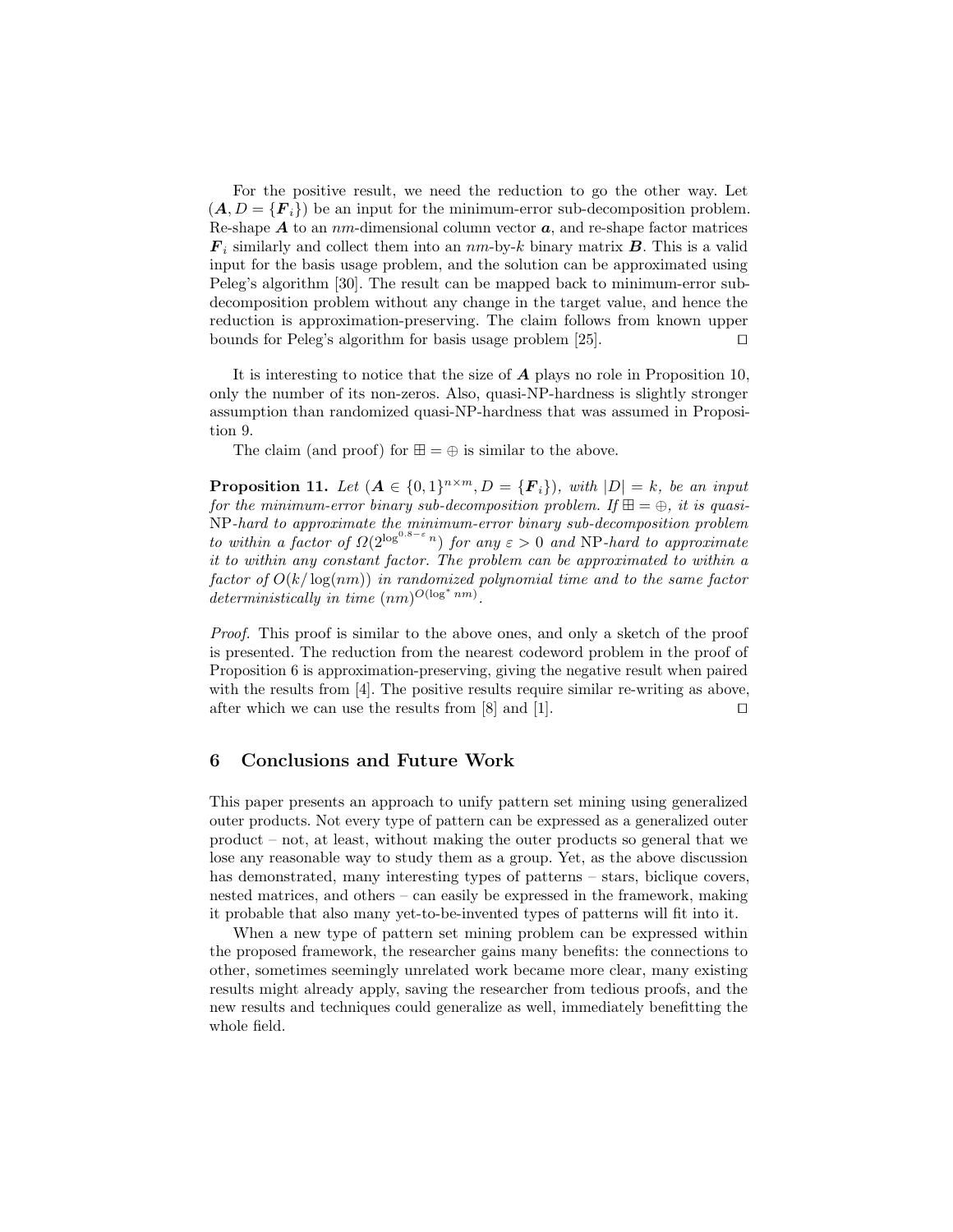For the positive result, we need the reduction to go the other way. Let $(\boldsymbol{A}, D = \{\boldsymbol{F}_i\})$ be an input for the minimum-error sub-decomposition problem. Re-shape $\boldsymbol{A}$ to an $nm$-dimensional column vector $\boldsymbol{a}$, and re-shape factor matrices $\boldsymbol{F}_i$ similarly and collect them into an $nm$-by-$k$ binary matrix $\boldsymbol{B}$. This is a valid input for the basis usage problem, and the solution can be approximated using Peleg's algorithm [30]. The result can be mapped back to minimum-error sub-decomposition problem without any change in the target value, and hence the reduction is approximation-preserving. The claim follows from known upper bounds for Peleg's algorithm for basis usage problem [25]. ◻

It is interesting to notice that the size of $\boldsymbol{A}$ plays no role in Proposition 10, only the number of its non-zeros. Also, quasi-NP-hardness is slightly stronger assumption than randomized quasi-NP-hardness that was assumed in Proposition 9.

The claim (and proof) for $\boxplus = \oplus$ is similar to the above.

**Proposition 11.** *Let $(\boldsymbol{A} \in \{0,1\}^{n \times m}, D = \{\boldsymbol{F}_i\})$, with $|D| = k$, be an input for the minimum-error binary sub-decomposition problem. If $\boxplus = \oplus$, it is quasi-NP-hard to approximate the minimum-error binary sub-decomposition problem to within a factor of $\Omega(2^{\log^{0.8-\varepsilon} n})$ for any $\varepsilon > 0$ and NP-hard to approximate it to within any constant factor. The problem can be approximated to within a factor of $O(k/\log(nm))$ in randomized polynomial time and to the same factor deterministically in time $(nm)^{O(\log^* nm)}$.*

*Proof.* This proof is similar to the above ones, and only a sketch of the proof is presented. The reduction from the nearest codeword problem in the proof of Proposition 6 is approximation-preserving, giving the negative result when paired with the results from [4]. The positive results require similar re-writing as above, after which we can use the results from [8] and [1]. ◻

## 6 Conclusions and Future Work

This paper presents an approach to unify pattern set mining using generalized outer products. Not every type of pattern can be expressed as a generalized outer product – not, at least, without making the outer products so general that we lose any reasonable way to study them as a group. Yet, as the above discussion has demonstrated, many interesting types of patterns – stars, biclique covers, nested matrices, and others – can easily be expressed in the framework, making it probable that also many yet-to-be-invented types of patterns will fit into it.

When a new type of pattern set mining problem can be expressed within the proposed framework, the researcher gains many benefits: the connections to other, sometimes seemingly unrelated work became more clear, many existing results might already apply, saving the researcher from tedious proofs, and the new results and techniques could generalize as well, immediately benefitting the whole field.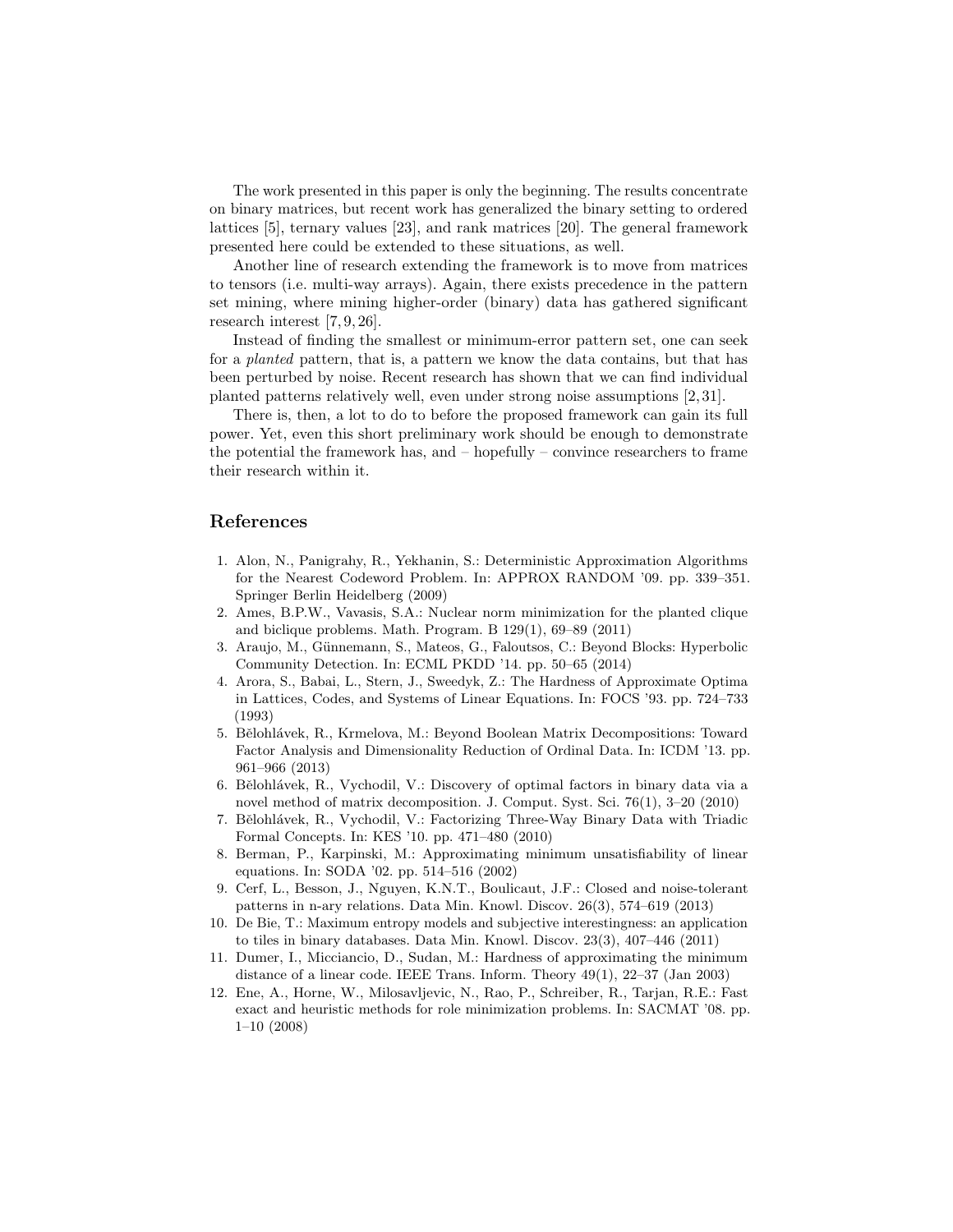The work presented in this paper is only the beginning. The results concentrate on binary matrices, but recent work has generalized the binary setting to ordered lattices [5], ternary values [23], and rank matrices [20]. The general framework presented here could be extended to these situations, as well.

Another line of research extending the framework is to move from matrices to tensors (i.e. multi-way arrays). Again, there exists precedence in the pattern set mining, where mining higher-order (binary) data has gathered significant research interest [7, 9, 26].

Instead of finding the smallest or minimum-error pattern set, one can seek for a *planted* pattern, that is, a pattern we know the data contains, but that has been perturbed by noise. Recent research has shown that we can find individual planted patterns relatively well, even under strong noise assumptions [2, 31].

There is, then, a lot to do to before the proposed framework can gain its full power. Yet, even this short preliminary work should be enough to demonstrate the potential the framework has, and – hopefully – convince researchers to frame their research within it.

## References

1. Alon, N., Panigrahy, R., Yekhanin, S.: Deterministic Approximation Algorithms for the Nearest Codeword Problem. In: APPROX RANDOM '09. pp. 339–351. Springer Berlin Heidelberg (2009)
2. Ames, B.P.W., Vavasis, S.A.: Nuclear norm minimization for the planted clique and biclique problems. Math. Program. B 129(1), 69–89 (2011)
3. Araujo, M., Günnemann, S., Mateos, G., Faloutsos, C.: Beyond Blocks: Hyperbolic Community Detection. In: ECML PKDD '14. pp. 50–65 (2014)
4. Arora, S., Babai, L., Stern, J., Sweedyk, Z.: The Hardness of Approximate Optima in Lattices, Codes, and Systems of Linear Equations. In: FOCS '93. pp. 724–733 (1993)
5. Bělohlávek, R., Krmelova, M.: Beyond Boolean Matrix Decompositions: Toward Factor Analysis and Dimensionality Reduction of Ordinal Data. In: ICDM '13. pp. 961–966 (2013)
6. Bělohlávek, R., Vychodil, V.: Discovery of optimal factors in binary data via a novel method of matrix decomposition. J. Comput. Syst. Sci. 76(1), 3–20 (2010)
7. Bělohlávek, R., Vychodil, V.: Factorizing Three-Way Binary Data with Triadic Formal Concepts. In: KES '10. pp. 471–480 (2010)
8. Berman, P., Karpinski, M.: Approximating minimum unsatisfiability of linear equations. In: SODA '02. pp. 514–516 (2002)
9. Cerf, L., Besson, J., Nguyen, K.N.T., Boulicaut, J.F.: Closed and noise-tolerant patterns in n-ary relations. Data Min. Knowl. Discov. 26(3), 574–619 (2013)
10. De Bie, T.: Maximum entropy models and subjective interestingness: an application to tiles in binary databases. Data Min. Knowl. Discov. 23(3), 407–446 (2011)
11. Dumer, I., Micciancio, D., Sudan, M.: Hardness of approximating the minimum distance of a linear code. IEEE Trans. Inform. Theory 49(1), 22–37 (Jan 2003)
12. Ene, A., Horne, W., Milosavljevic, N., Rao, P., Schreiber, R., Tarjan, R.E.: Fast exact and heuristic methods for role minimization problems. In: SACMAT '08. pp. 1–10 (2008)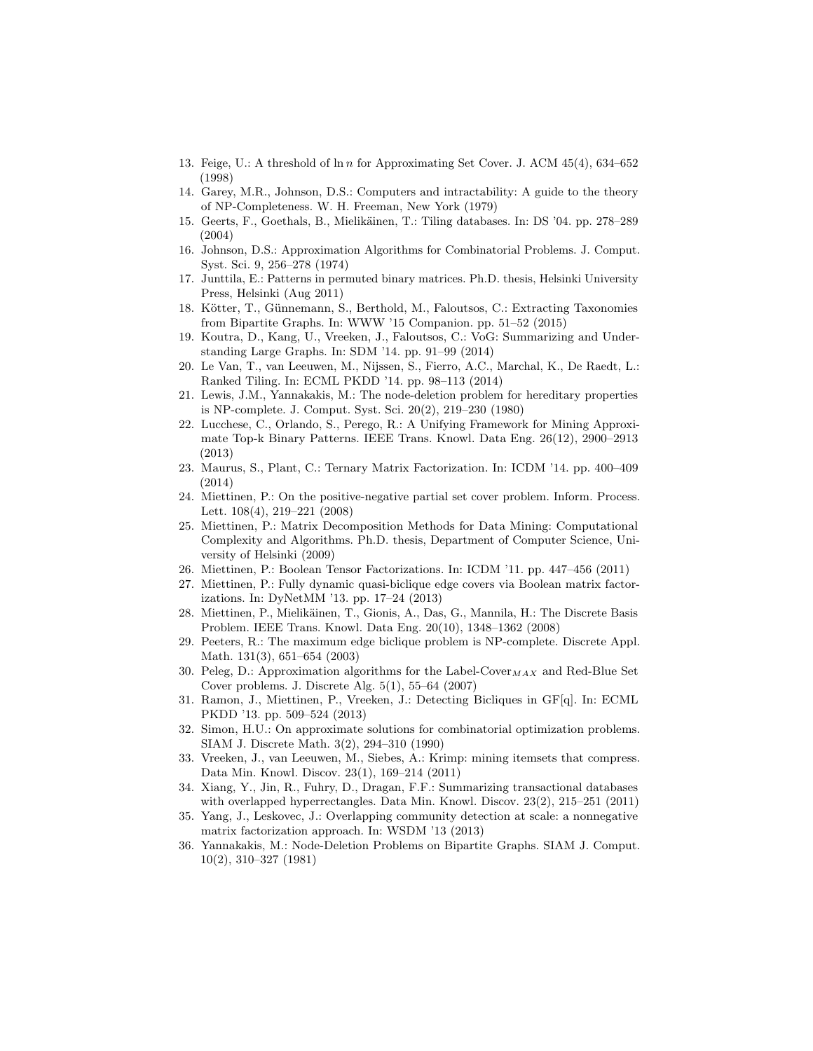13. Feige, U.: A threshold of $\ln n$ for Approximating Set Cover. J. ACM 45(4), 634–652 (1998)
14. Garey, M.R., Johnson, D.S.: Computers and intractability: A guide to the theory of NP-Completeness. W. H. Freeman, New York (1979)
15. Geerts, F., Goethals, B., Mielikäinen, T.: Tiling databases. In: DS '04. pp. 278–289 (2004)
16. Johnson, D.S.: Approximation Algorithms for Combinatorial Problems. J. Comput. Syst. Sci. 9, 256–278 (1974)
17. Junttila, E.: Patterns in permuted binary matrices. Ph.D. thesis, Helsinki University Press, Helsinki (Aug 2011)
18. Kötter, T., Günnemann, S., Berthold, M., Faloutsos, C.: Extracting Taxonomies from Bipartite Graphs. In: WWW '15 Companion. pp. 51–52 (2015)
19. Koutra, D., Kang, U., Vreeken, J., Faloutsos, C.: VoG: Summarizing and Understanding Large Graphs. In: SDM '14. pp. 91–99 (2014)
20. Le Van, T., van Leeuwen, M., Nijssen, S., Fierro, A.C., Marchal, K., De Raedt, L.: Ranked Tiling. In: ECML PKDD '14. pp. 98–113 (2014)
21. Lewis, J.M., Yannakakis, M.: The node-deletion problem for hereditary properties is NP-complete. J. Comput. Syst. Sci. 20(2), 219–230 (1980)
22. Lucchese, C., Orlando, S., Perego, R.: A Unifying Framework for Mining Approximate Top-k Binary Patterns. IEEE Trans. Knowl. Data Eng. 26(12), 2900–2913 (2013)
23. Maurus, S., Plant, C.: Ternary Matrix Factorization. In: ICDM '14. pp. 400–409 (2014)
24. Miettinen, P.: On the positive-negative partial set cover problem. Inform. Process. Lett. 108(4), 219–221 (2008)
25. Miettinen, P.: Matrix Decomposition Methods for Data Mining: Computational Complexity and Algorithms. Ph.D. thesis, Department of Computer Science, University of Helsinki (2009)
26. Miettinen, P.: Boolean Tensor Factorizations. In: ICDM '11. pp. 447–456 (2011)
27. Miettinen, P.: Fully dynamic quasi-biclique edge covers via Boolean matrix factorizations. In: DyNetMM '13. pp. 17–24 (2013)
28. Miettinen, P., Mielikäinen, T., Gionis, A., Das, G., Mannila, H.: The Discrete Basis Problem. IEEE Trans. Knowl. Data Eng. 20(10), 1348–1362 (2008)
29. Peeters, R.: The maximum edge biclique problem is NP-complete. Discrete Appl. Math. 131(3), 651–654 (2003)
30. Peleg, D.: Approximation algorithms for the Label-Cover$_{MAX}$ and Red-Blue Set Cover problems. J. Discrete Alg. 5(1), 55–64 (2007)
31. Ramon, J., Miettinen, P., Vreeken, J.: Detecting Bicliques in GF[q]. In: ECML PKDD '13. pp. 509–524 (2013)
32. Simon, H.U.: On approximate solutions for combinatorial optimization problems. SIAM J. Discrete Math. 3(2), 294–310 (1990)
33. Vreeken, J., van Leeuwen, M., Siebes, A.: Krimp: mining itemsets that compress. Data Min. Knowl. Discov. 23(1), 169–214 (2011)
34. Xiang, Y., Jin, R., Fuhry, D., Dragan, F.F.: Summarizing transactional databases with overlapped hyperrectangles. Data Min. Knowl. Discov. 23(2), 215–251 (2011)
35. Yang, J., Leskovec, J.: Overlapping community detection at scale: a nonnegative matrix factorization approach. In: WSDM '13 (2013)
36. Yannakakis, M.: Node-Deletion Problems on Bipartite Graphs. SIAM J. Comput. 10(2), 310–327 (1981)